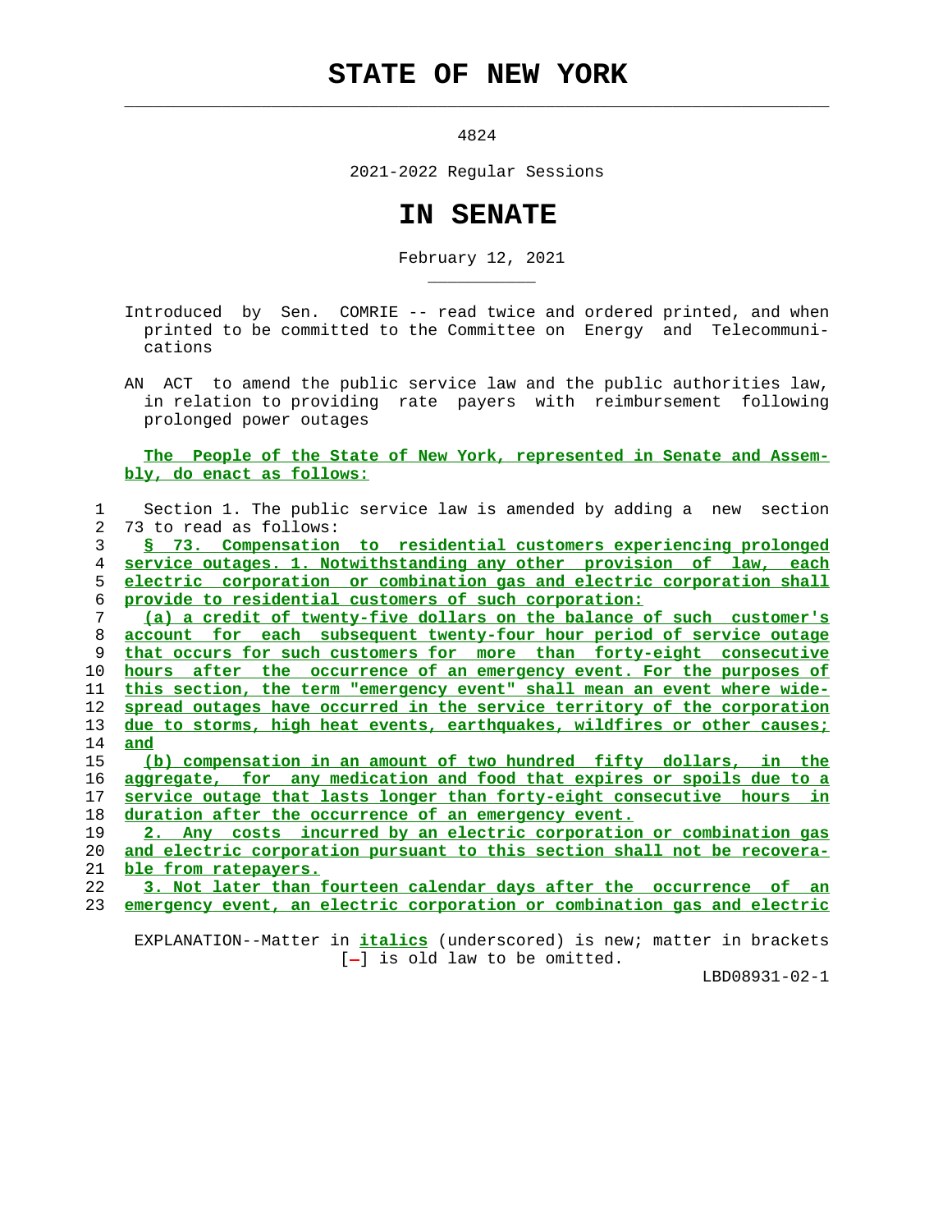# STATE OF NEW YORK

4824

2021-2022 Regular Sessions

# IN SENATE

February 12, 2021

Introduced by Sen. COMRIE -- read twice and ordered printed, and when printed to be committed to the Committee on Energy and Telecommunications

AN ACT to amend the public service law and the public authorities law, in relation to providing rate payers with reimbursement following prolonged power outages

The People of the State of New York, represented in Senate and Assembly, do enact as follows:

Section 1. The public service law is amended by adding a new section 73 to read as follows:

§ 73. Compensation to residential customers experiencing prolonged service outages. 1. Notwithstanding any other provision of law, each electric corporation or combination gas and electric corporation shall provide to residential customers of such corporation:

(a) a credit of twenty-five dollars on the balance of such customer's account for each subsequent twenty-four hour period of service outage that occurs for such customers for more than forty-eight consecutive hours after the occurrence of an emergency event. For the purposes of this section, the term "emergency event" shall mean an event where widespread outages have occurred in the service territory of the corporation due to storms, high heat events, earthquakes, wildfires or other causes; and

(b) compensation in an amount of two hundred fifty dollars, in the aggregate, for any medication and food that expires or spoils due to a service outage that lasts longer than forty-eight consecutive hours in duration after the occurrence of an emergency event.

2. Any costs incurred by an electric corporation or combination gas and electric corporation pursuant to this section shall not be recoverable from ratepayers.

3. Not later than fourteen calendar days after the occurrence of an emergency event, an electric corporation or combination gas and electric

EXPLANATION--Matter in *italics* (underscored) is new; matter in brackets [-] is old law to be omitted.

LBD08931-02-1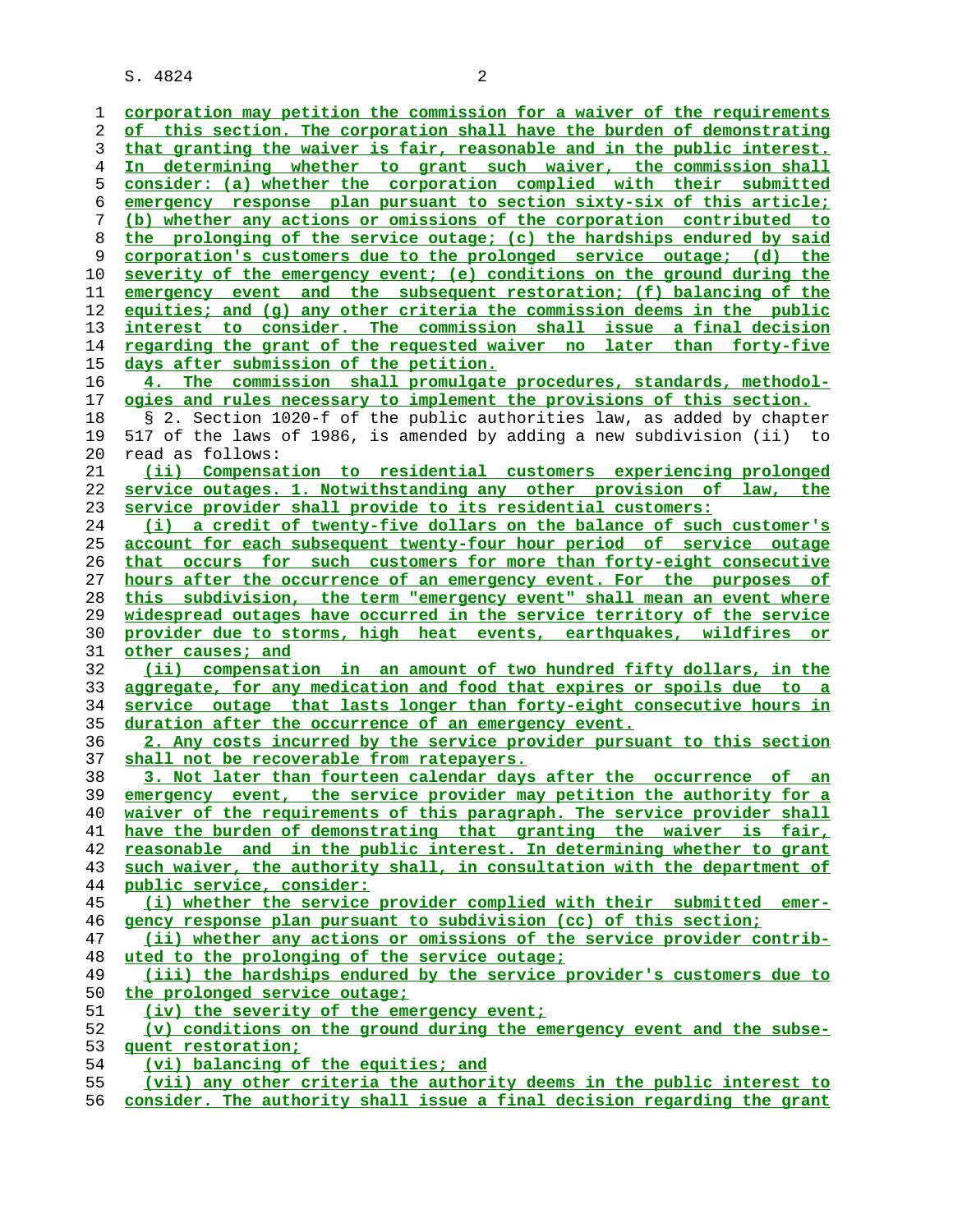corporation may petition the commission for a waiver of the requirements of this section. The corporation shall have the burden of demonstrating that granting the waiver is fair, reasonable and in the public interest. In determining whether to grant such waiver, the commission shall consider: (a) whether the corporation complied with their submitted emergency response plan pursuant to section sixty-six of this article; (b) whether any actions or omissions of the corporation contributed to the prolonging of the service outage; (c) the hardships endured by said corporation's customers due to the prolonged service outage; (d) the severity of the emergency event; (e) conditions on the ground during the emergency event and the subsequent restoration; (f) balancing of the equities; and (g) any other criteria the commission deems in the public interest to consider. The commission shall issue a final decision regarding the grant of the requested waiver no later than forty-five days after submission of the petition.

4. The commission shall promulgate procedures, standards, methodologies and rules necessary to implement the provisions of this section.

§ 2. Section 1020-f of the public authorities law, as added by chapter 517 of the laws of 1986, is amended by adding a new subdivision (ii) to read as follows:

(ii) Compensation to residential customers experiencing prolonged service outages. 1. Notwithstanding any other provision of law, the service provider shall provide to its residential customers:

(i) a credit of twenty-five dollars on the balance of such customer's account for each subsequent twenty-four hour period of service outage that occurs for such customers for more than forty-eight consecutive hours after the occurrence of an emergency event. For the purposes of this subdivision, the term "emergency event" shall mean an event where widespread outages have occurred in the service territory of the service provider due to storms, high heat events, earthquakes, wildfires or other causes; and

(ii) compensation in an amount of two hundred fifty dollars, in the aggregate, for any medication and food that expires or spoils due to a service outage that lasts longer than forty-eight consecutive hours in duration after the occurrence of an emergency event.

2. Any costs incurred by the service provider pursuant to this section shall not be recoverable from ratepayers.

3. Not later than fourteen calendar days after the occurrence of an emergency event, the service provider may petition the authority for a waiver of the requirements of this paragraph. The service provider shall have the burden of demonstrating that granting the waiver is fair, reasonable and in the public interest. In determining whether to grant such waiver, the authority shall, in consultation with the department of public service, consider:

(i) whether the service provider complied with their submitted emergency response plan pursuant to subdivision (cc) of this section;

(ii) whether any actions or omissions of the service provider contributed to the prolonging of the service outage;

(iii) the hardships endured by the service provider's customers due to the prolonged service outage;

(iv) the severity of the emergency event;

(v) conditions on the ground during the emergency event and the subsequent restoration;

(vi) balancing of the equities; and

(vii) any other criteria the authority deems in the public interest to consider. The authority shall issue a final decision regarding the grant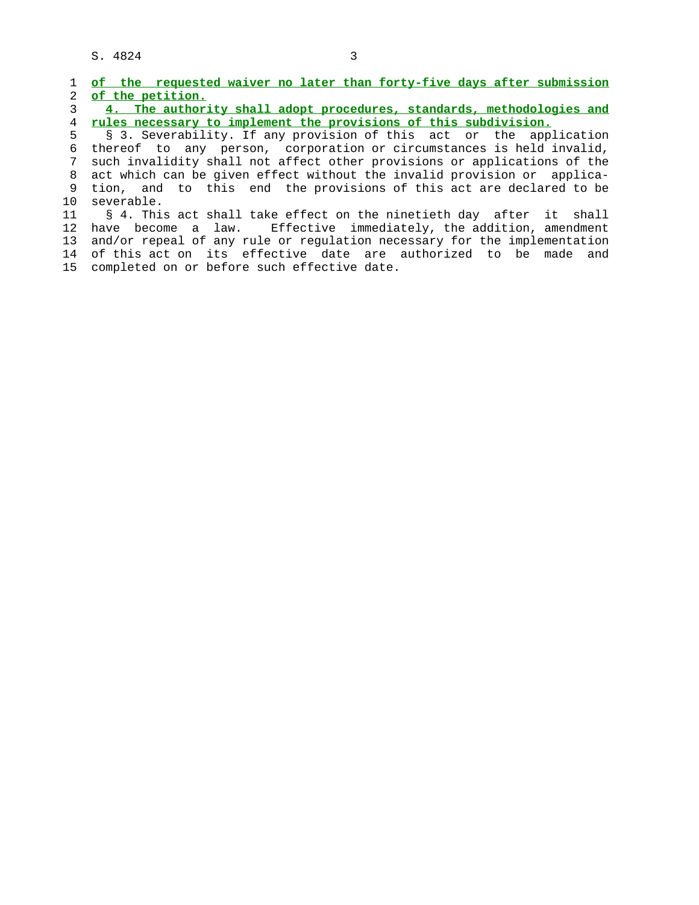of the requested waiver no later than forty-five days after submission of the petition.

4. The authority shall adopt procedures, standards, methodologies and rules necessary to implement the provisions of this subdivision.

§ 3. Severability. If any provision of this act or the application thereof to any person, corporation or circumstances is held invalid, such invalidity shall not affect other provisions or applications of the act which can be given effect without the invalid provision or application, and to this end the provisions of this act are declared to be severable.

§ 4. This act shall take effect on the ninetieth day after it shall have become a law. Effective immediately, the addition, amendment and/or repeal of any rule or regulation necessary for the implementation of this act on its effective date are authorized to be made and completed on or before such effective date.